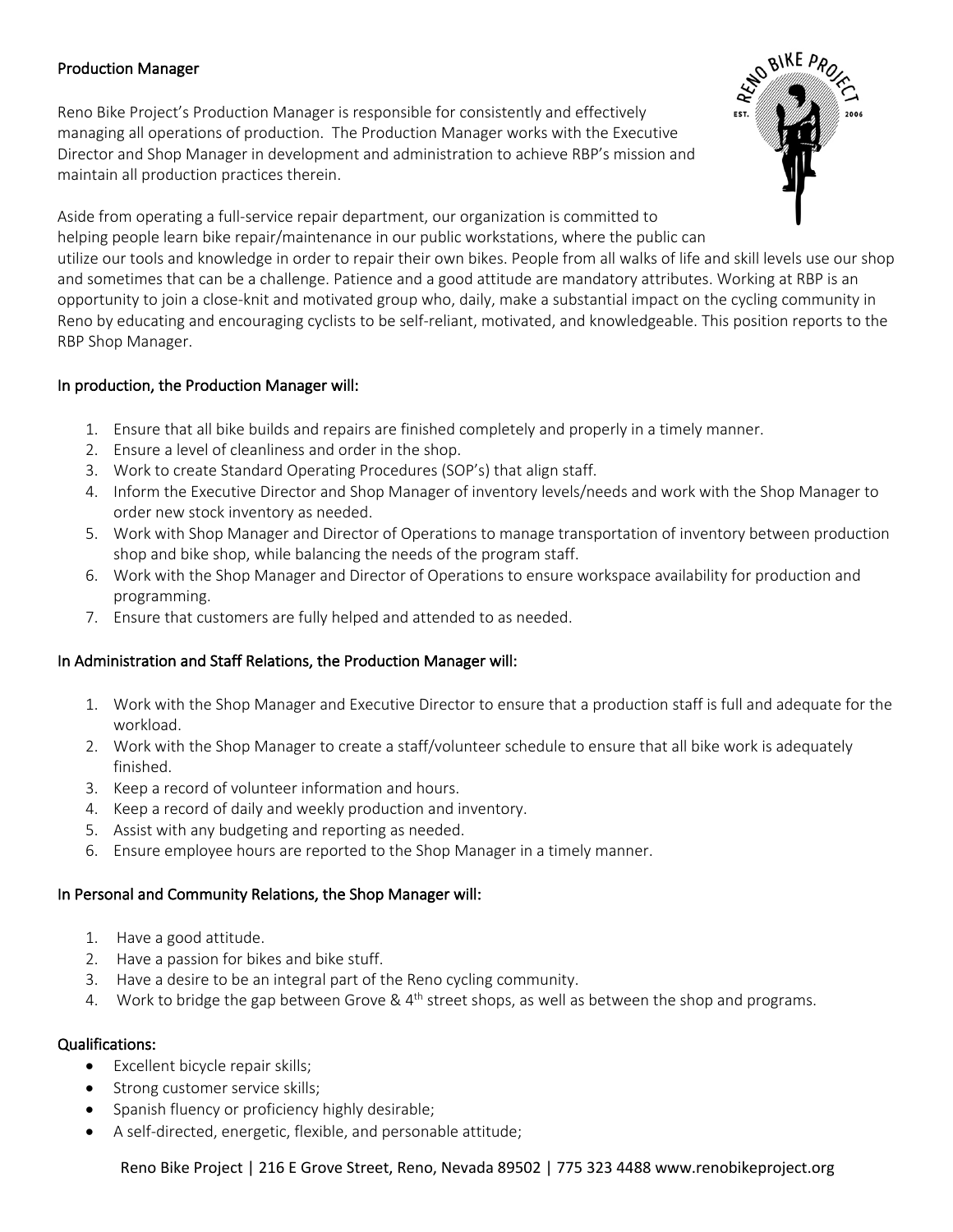## Production Manager

Reno Bike Project's Production Manager is responsible for consistently and effectively managing all operations of production. The Production Manager works with the Executive Director and Shop Manager in development and administration to achieve RBP's mission and maintain all production practices therein.

Aside from operating a full-service repair department, our organization is committed to helping people learn bike repair/maintenance in our public workstations, where the public can utilize our tools and knowledge in order to repair their own bikes. People from all walks of life and skill levels use our shop and sometimes that can be a challenge. Patience and a good attitude are mandatory attributes. Working at RBP is an opportunity to join a close-knit and motivated group who, daily, make a substantial impact on the cycling community in Reno by educating and encouraging cyclists to be self-reliant, motivated, and knowledgeable. This position reports to the RBP Shop Manager.

### In production, the Production Manager will:

1. Ensure that all bike builds and repairs are finished completely and properly in a timely manner.
2. Ensure a level of cleanliness and order in the shop.
3. Work to create Standard Operating Procedures (SOP's) that align staff.
4. Inform the Executive Director and Shop Manager of inventory levels/needs and work with the Shop Manager to order new stock inventory as needed.
5. Work with Shop Manager and Director of Operations to manage transportation of inventory between production shop and bike shop, while balancing the needs of the program staff.
6. Work with the Shop Manager and Director of Operations to ensure workspace availability for production and programming.
7. Ensure that customers are fully helped and attended to as needed.

### In Administration and Staff Relations, the Production Manager will:

1. Work with the Shop Manager and Executive Director to ensure that a production staff is full and adequate for the workload.
2. Work with the Shop Manager to create a staff/volunteer schedule to ensure that all bike work is adequately finished.
3. Keep a record of volunteer information and hours.
4. Keep a record of daily and weekly production and inventory.
5. Assist with any budgeting and reporting as needed.
6. Ensure employee hours are reported to the Shop Manager in a timely manner.

### In Personal and Community Relations, the Shop Manager will:

1. Have a good attitude.
2. Have a passion for bikes and bike stuff.
3. Have a desire to be an integral part of the Reno cycling community.
4. Work to bridge the gap between Grove & 4th street shops, as well as between the shop and programs.

### Qualifications:

- Excellent bicycle repair skills;
- Strong customer service skills;
- Spanish fluency or proficiency highly desirable;
- A self-directed, energetic, flexible, and personable attitude;

Reno Bike Project | 216 E Grove Street, Reno, Nevada 89502 | 775 323 4488 www.renobikeproject.org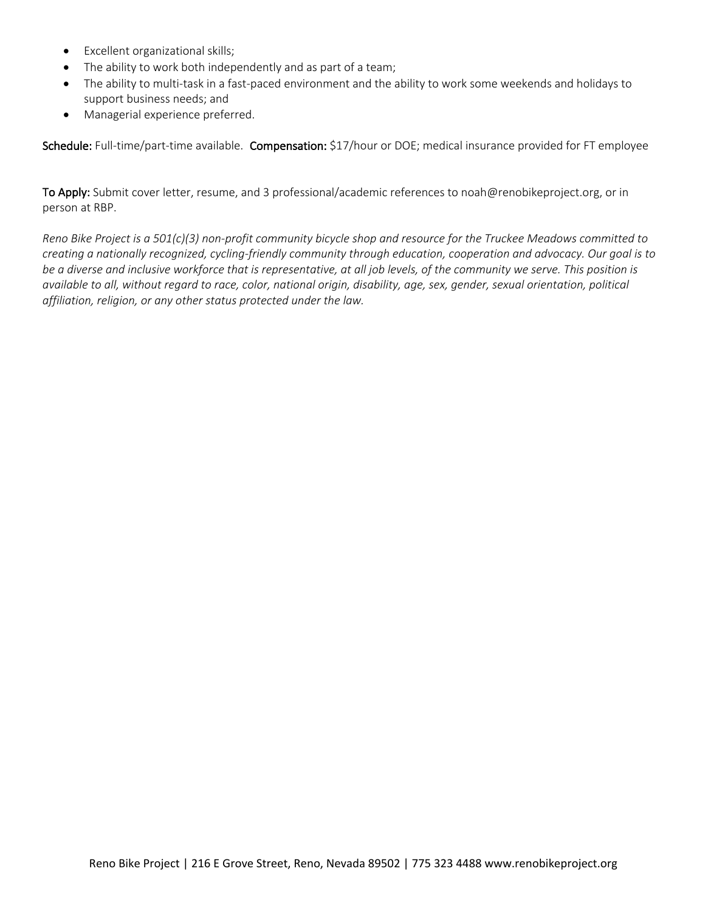- Excellent organizational skills;
- The ability to work both independently and as part of a team;
- The ability to multi-task in a fast-paced environment and the ability to work some weekends and holidays to support business needs; and
- Managerial experience preferred.

**Schedule:** Full-time/part-time available. **Compensation:** $17/hour or DOE; medical insurance provided for FT employee

**To Apply:** Submit cover letter, resume, and 3 professional/academic references to noah@renobikeproject.org, or in person at RBP.

*Reno Bike Project is a 501(c)(3) non-profit community bicycle shop and resource for the Truckee Meadows committed to creating a nationally recognized, cycling-friendly community through education, cooperation and advocacy. Our goal is to be a diverse and inclusive workforce that is representative, at all job levels, of the community we serve. This position is available to all, without regard to race, color, national origin, disability, age, sex, gender, sexual orientation, political affiliation, religion, or any other status protected under the law.*

Reno Bike Project | 216 E Grove Street, Reno, Nevada 89502 | 775 323 4488 www.renobikeproject.org